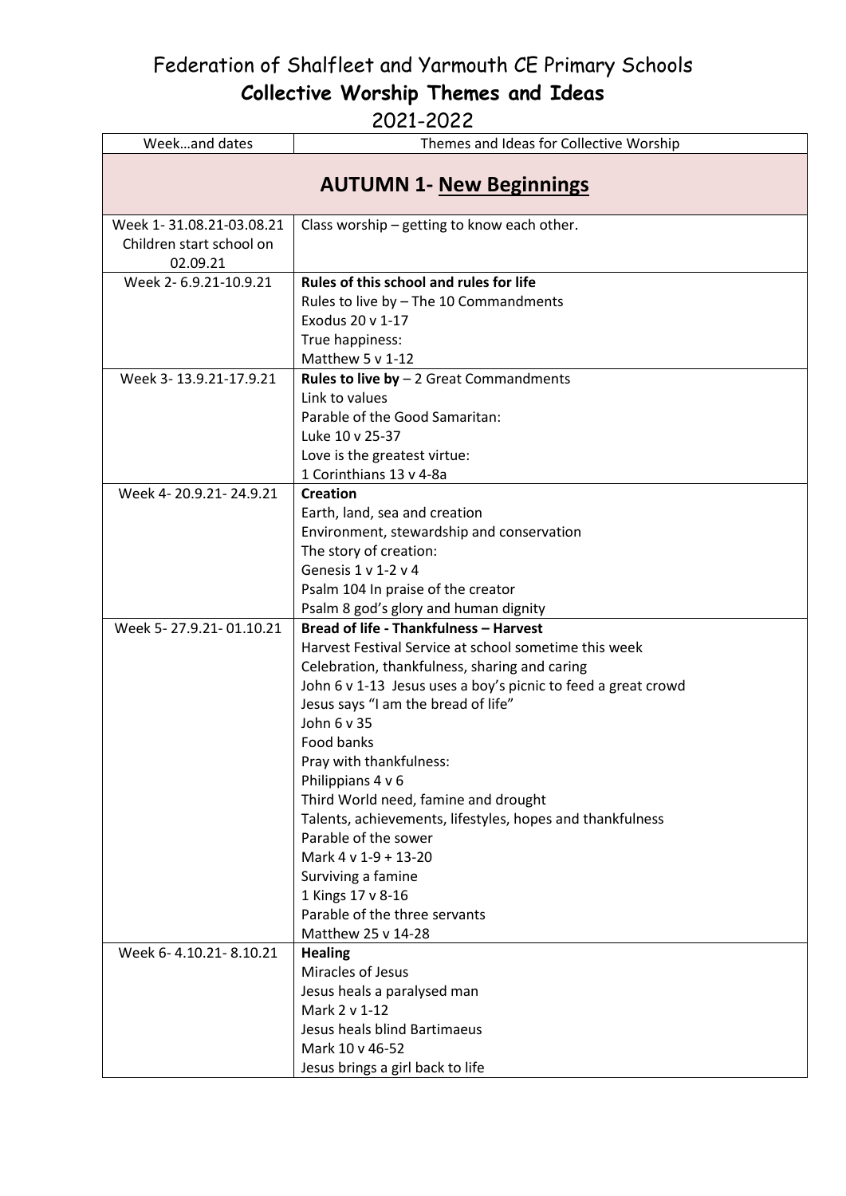# Federation of Shalfleet and Yarmouth CE Primary Schools

## Collective Worship Themes and Ideas

2021-2022

| Week…and dates | Themes and Ideas for Collective Worship |
|---|---|
| **AUTUMN 1- New Beginnings** | |
| Week 1- 31.08.21-03.08.21 Children start school on 02.09.21 | Class worship – getting to know each other. |
| Week 2- 6.9.21-10.9.21 | **Rules of this school and rules for life**<br>Rules to live by – The 10 Commandments<br>Exodus 20 v 1-17<br>True happiness:<br>Matthew 5 v 1-12 |
| Week 3- 13.9.21-17.9.21 | **Rules to live by** – 2 Great Commandments<br>Link to values<br>Parable of the Good Samaritan:<br>Luke 10 v 25-37<br>Love is the greatest virtue:<br>1 Corinthians 13 v 4-8a |
| Week 4- 20.9.21- 24.9.21 | **Creation**<br>Earth, land, sea and creation<br>Environment, stewardship and conservation<br>The story of creation:<br>Genesis 1 v 1-2 v 4<br>Psalm 104 In praise of the creator<br>Psalm 8 god's glory and human dignity |
| Week 5- 27.9.21- 01.10.21 | **Bread of life - Thankfulness – Harvest**<br>Harvest Festival Service at school sometime this week<br>Celebration, thankfulness, sharing and caring<br>John 6 v 1-13 Jesus uses a boy's picnic to feed a great crowd<br>Jesus says "I am the bread of life"<br>John 6 v 35<br>Food banks<br>Pray with thankfulness:<br>Philippians 4 v 6<br>Third World need, famine and drought<br>Talents, achievements, lifestyles, hopes and thankfulness<br>Parable of the sower<br>Mark 4 v 1-9 + 13-20<br>Surviving a famine<br>1 Kings 17 v 8-16<br>Parable of the three servants<br>Matthew 25 v 14-28 |
| Week 6- 4.10.21- 8.10.21 | **Healing**<br>Miracles of Jesus<br>Jesus heals a paralysed man<br>Mark 2 v 1-12<br>Jesus heals blind Bartimaeus<br>Mark 10 v 46-52<br>Jesus brings a girl back to life |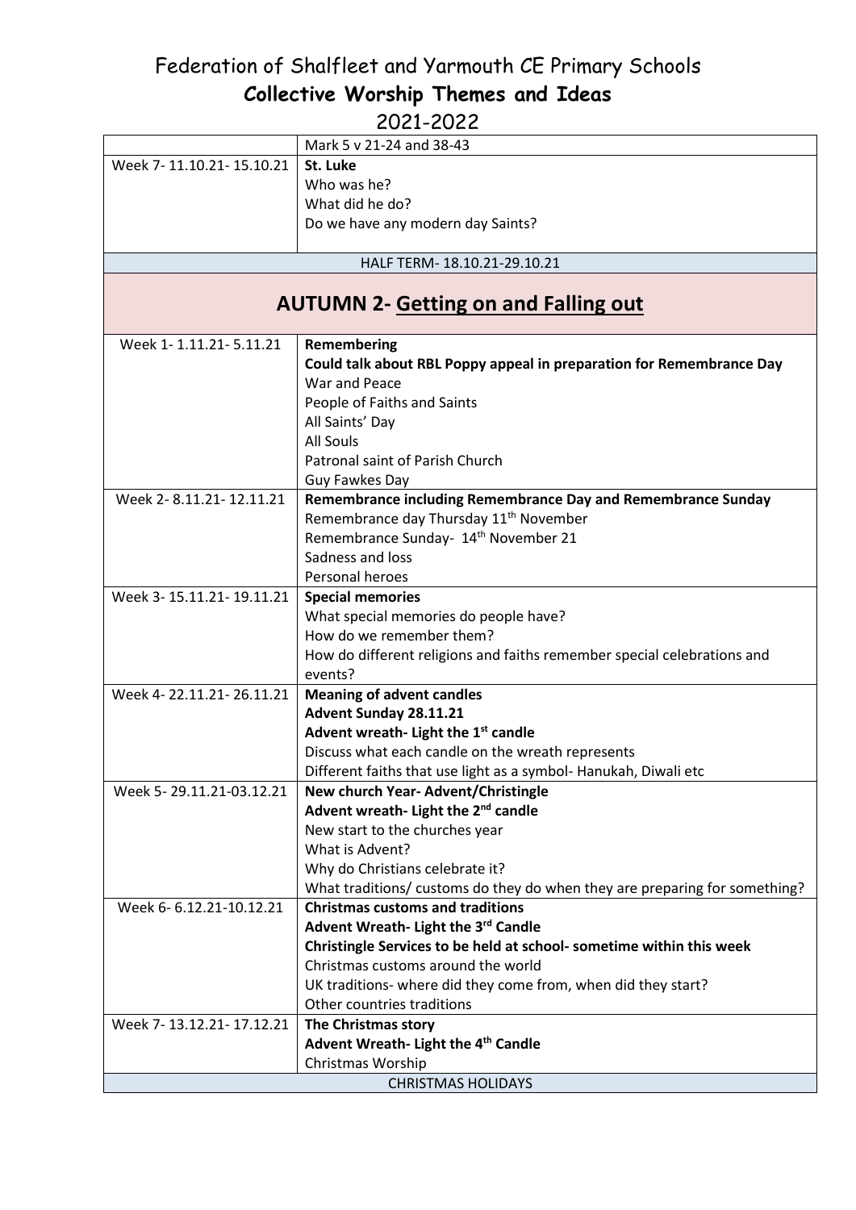# Federation of Shalfleet and Yarmouth CE Primary Schools
## Collective Worship Themes and Ideas
## 2021-2022

| | |
|---|---|
| | Mark 5 v 21-24 and 38-43 |
| Week 7- 11.10.21- 15.10.21 | **St. Luke**<br>Who was he?<br>What did he do?<br>Do we have any modern day Saints? |
| HALF TERM- 18.10.21-29.10.21 | |
| **AUTUMN 2- Getting on and Falling out** | |
| Week 1- 1.11.21- 5.11.21 | **Remembering**<br>**Could talk about RBL Poppy appeal in preparation for Remembrance Day**<br>War and Peace<br>People of Faiths and Saints<br>All Saints' Day<br>All Souls<br>Patronal saint of Parish Church<br>Guy Fawkes Day |
| Week 2- 8.11.21- 12.11.21 | **Remembrance including Remembrance Day and Remembrance Sunday**<br>Remembrance day Thursday 11th November<br>Remembrance Sunday- 14th November 21<br>Sadness and loss<br>Personal heroes |
| Week 3- 15.11.21- 19.11.21 | **Special memories**<br>What special memories do people have?<br>How do we remember them?<br>How do different religions and faiths remember special celebrations and events? |
| Week 4- 22.11.21- 26.11.21 | **Meaning of advent candles**<br>**Advent Sunday 28.11.21**<br>**Advent wreath- Light the 1st candle**<br>Discuss what each candle on the wreath represents<br>Different faiths that use light as a symbol- Hanukah, Diwali etc |
| Week 5- 29.11.21-03.12.21 | **New church Year- Advent/Christingle**<br>**Advent wreath- Light the 2nd candle**<br>New start to the churches year<br>What is Advent?<br>Why do Christians celebrate it?<br>What traditions/ customs do they do when they are preparing for something? |
| Week 6- 6.12.21-10.12.21 | **Christmas customs and traditions**<br>**Advent Wreath- Light the 3rd Candle**<br>**Christingle Services to be held at school- sometime within this week**<br>Christmas customs around the world<br>UK traditions- where did they come from, when did they start?<br>Other countries traditions |
| Week 7- 13.12.21- 17.12.21 | **The Christmas story**<br>**Advent Wreath- Light the 4th Candle**<br>Christmas Worship |
| CHRISTMAS HOLIDAYS | |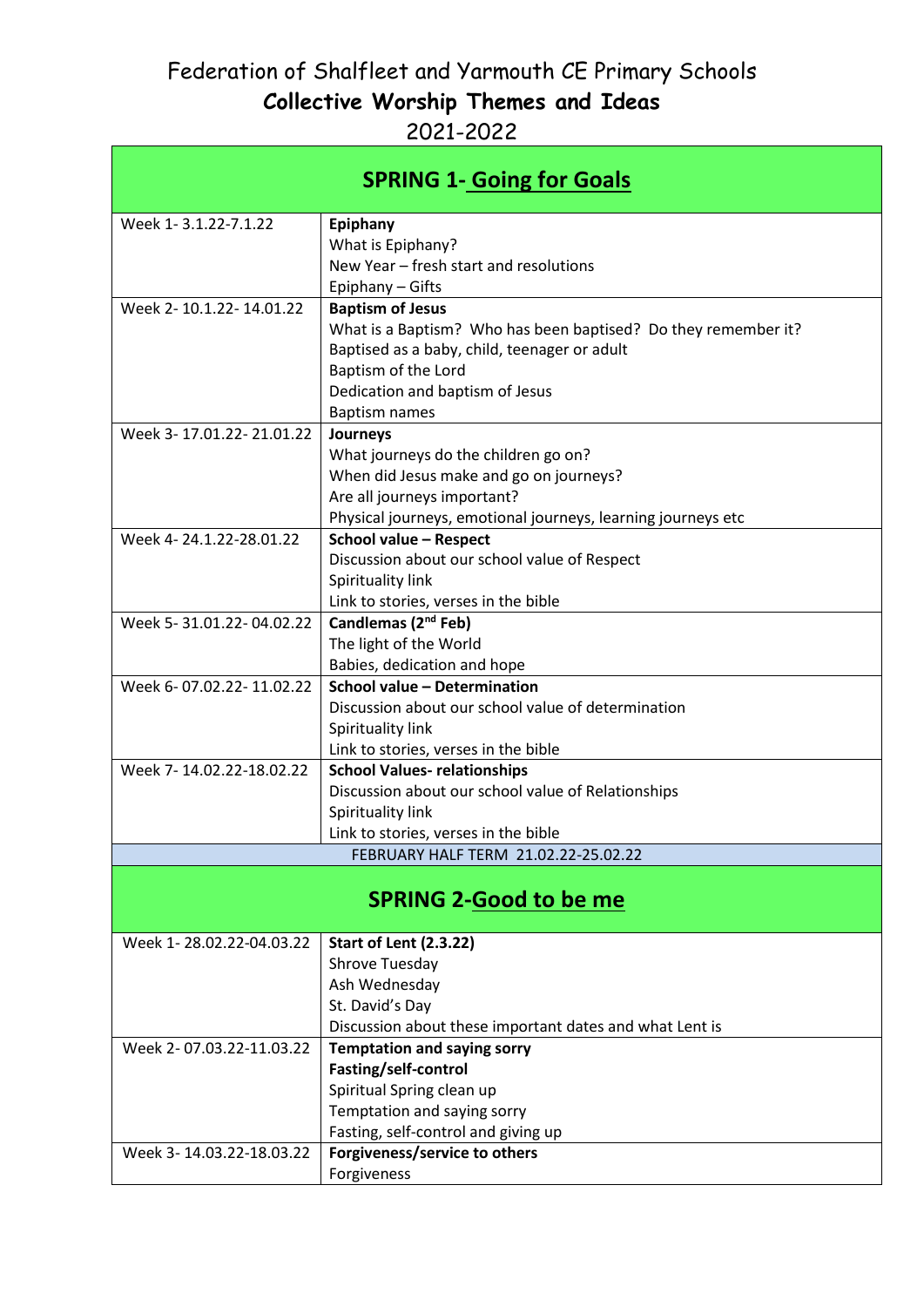# Federation of Shalfleet and Yarmouth CE Primary Schools

## Collective Worship Themes and Ideas

2021-2022

| **SPRING 1- Going for Goals** | |
|---|---|
| Week 1- 3.1.22-7.1.22 | **Epiphany**<br>What is Epiphany?<br>New Year – fresh start and resolutions<br>Epiphany – Gifts |
| Week 2- 10.1.22- 14.01.22 | **Baptism of Jesus**<br>What is a Baptism? Who has been baptised? Do they remember it?<br>Baptised as a baby, child, teenager or adult<br>Baptism of the Lord<br>Dedication and baptism of Jesus<br>Baptism names |
| Week 3- 17.01.22- 21.01.22 | **Journeys**<br>What journeys do the children go on?<br>When did Jesus make and go on journeys?<br>Are all journeys important?<br>Physical journeys, emotional journeys, learning journeys etc |
| Week 4- 24.1.22-28.01.22 | **School value – Respect**<br>Discussion about our school value of Respect<br>Spirituality link<br>Link to stories, verses in the bible |
| Week 5- 31.01.22- 04.02.22 | **Candlemas (2nd Feb)**<br>The light of the World<br>Babies, dedication and hope |
| Week 6- 07.02.22- 11.02.22 | **School value – Determination**<br>Discussion about our school value of determination<br>Spirituality link<br>Link to stories, verses in the bible |
| Week 7- 14.02.22-18.02.22 | **School Values- relationships**<br>Discussion about our school value of Relationships<br>Spirituality link<br>Link to stories, verses in the bible |
| FEBRUARY HALF TERM 21.02.22-25.02.22 | |
| **SPRING 2-Good to be me** | |
| Week 1- 28.02.22-04.03.22 | **Start of Lent (2.3.22)**<br>Shrove Tuesday<br>Ash Wednesday<br>St. David's Day<br>Discussion about these important dates and what Lent is |
| Week 2- 07.03.22-11.03.22 | **Temptation and saying sorry**<br>**Fasting/self-control**<br>Spiritual Spring clean up<br>Temptation and saying sorry<br>Fasting, self-control and giving up |
| Week 3- 14.03.22-18.03.22 | **Forgiveness/service to others**<br>Forgiveness |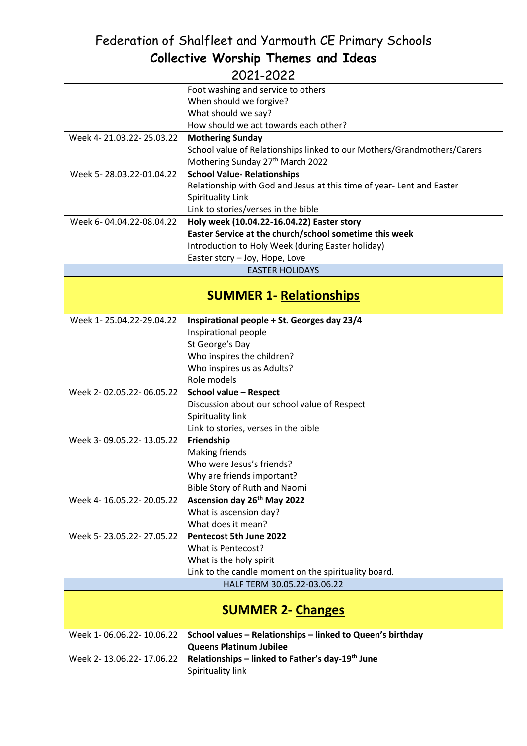# Federation of Shalfleet and Yarmouth CE Primary Schools
## Collective Worship Themes and Ideas
## 2021-2022

| | |
|---|---|
| | Foot washing and service to others<br>When should we forgive?<br>What should we say?<br>How should we act towards each other? |
| Week 4- 21.03.22- 25.03.22 | **Mothering Sunday**<br>School value of Relationships linked to our Mothers/Grandmothers/Carers<br>Mothering Sunday 27th March 2022 |
| Week 5- 28.03.22-01.04.22 | **School Value- Relationships**<br>Relationship with God and Jesus at this time of year- Lent and Easter<br>Spirituality Link<br>Link to stories/verses in the bible |
| Week 6- 04.04.22-08.04.22 | **Holy week (10.04.22-16.04.22) Easter story**<br>**Easter Service at the church/school sometime this week**<br>Introduction to Holy Week (during Easter holiday)<br>Easter story – Joy, Hope, Love |
| EASTER HOLIDAYS | |
| **SUMMER 1- Relationships** | |
| Week 1- 25.04.22-29.04.22 | **Inspirational people + St. Georges day 23/4**<br>Inspirational people<br>St George's Day<br>Who inspires the children?<br>Who inspires us as Adults?<br>Role models |
| Week 2- 02.05.22- 06.05.22 | **School value – Respect**<br>Discussion about our school value of Respect<br>Spirituality link<br>Link to stories, verses in the bible |
| Week 3- 09.05.22- 13.05.22 | **Friendship**<br>Making friends<br>Who were Jesus's friends?<br>Why are friends important?<br>Bible Story of Ruth and Naomi |
| Week 4- 16.05.22- 20.05.22 | **Ascension day 26th May 2022**<br>What is ascension day?<br>What does it mean? |
| Week 5- 23.05.22- 27.05.22 | **Pentecost 5th June 2022**<br>What is Pentecost?<br>What is the holy spirit<br>Link to the candle moment on the spirituality board. |
| HALF TERM 30.05.22-03.06.22 | |
| **SUMMER 2- Changes** | |
| Week 1- 06.06.22- 10.06.22 | **School values – Relationships – linked to Queen's birthday**<br>**Queens Platinum Jubilee** |
| Week 2- 13.06.22- 17.06.22 | **Relationships – linked to Father's day-19th June**<br>Spirituality link |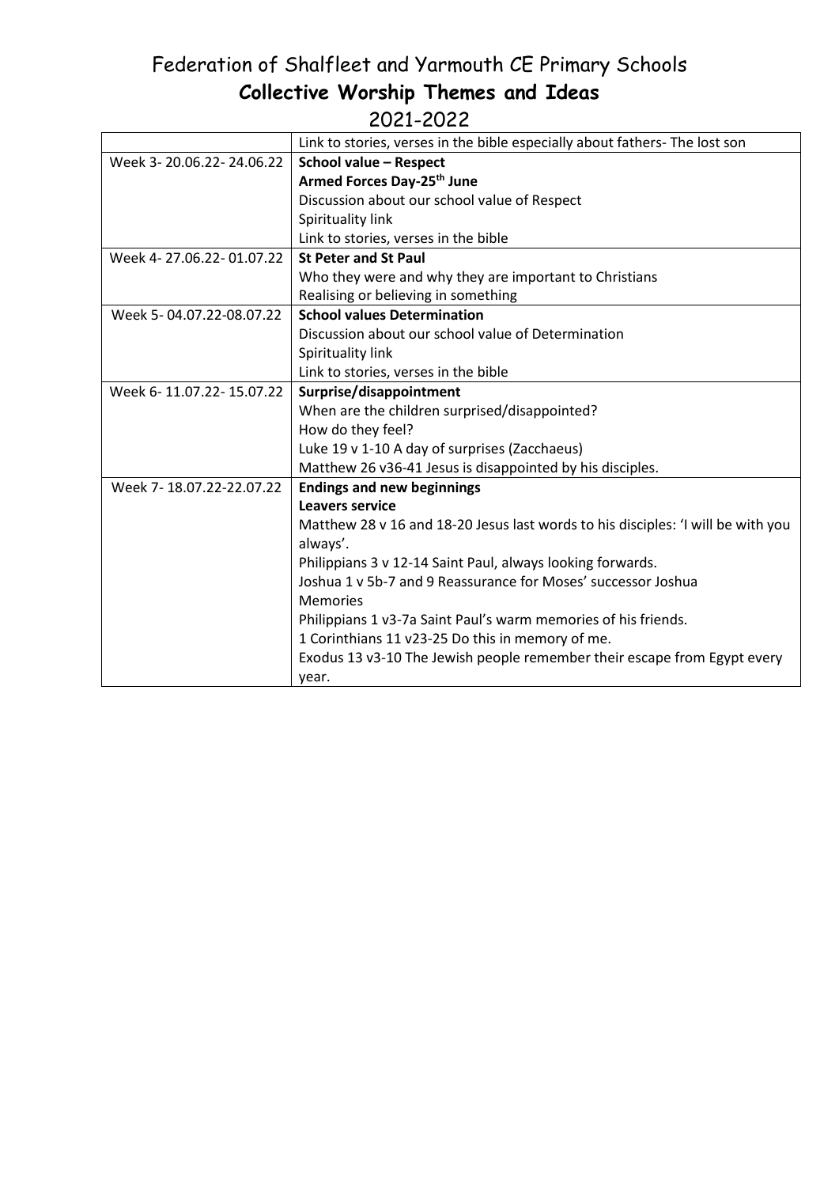# Federation of Shalfleet and Yarmouth CE Primary Schools

## Collective Worship Themes and Ideas

2021-2022

| | |
|---|---|
| | Link to stories, verses in the bible especially about fathers- The lost son |
| Week 3- 20.06.22- 24.06.22 | **School value – Respect**<br>**Armed Forces Day-25th June**<br>Discussion about our school value of Respect<br>Spirituality link<br>Link to stories, verses in the bible |
| Week 4- 27.06.22- 01.07.22 | **St Peter and St Paul**<br>Who they were and why they are important to Christians<br>Realising or believing in something |
| Week 5- 04.07.22-08.07.22 | **School values Determination**<br>Discussion about our school value of Determination<br>Spirituality link<br>Link to stories, verses in the bible |
| Week 6- 11.07.22- 15.07.22 | **Surprise/disappointment**<br>When are the children surprised/disappointed?<br>How do they feel?<br>Luke 19 v 1-10 A day of surprises (Zacchaeus)<br>Matthew 26 v36-41 Jesus is disappointed by his disciples. |
| Week 7- 18.07.22-22.07.22 | **Endings and new beginnings**<br>**Leavers service**<br>Matthew 28 v 16 and 18-20 Jesus last words to his disciples: 'I will be with you always'.<br>Philippians 3 v 12-14 Saint Paul, always looking forwards.<br>Joshua 1 v 5b-7 and 9 Reassurance for Moses' successor Joshua<br>Memories<br>Philippians 1 v3-7a Saint Paul's warm memories of his friends.<br>1 Corinthians 11 v23-25 Do this in memory of me.<br>Exodus 13 v3-10 The Jewish people remember their escape from Egypt every year. |